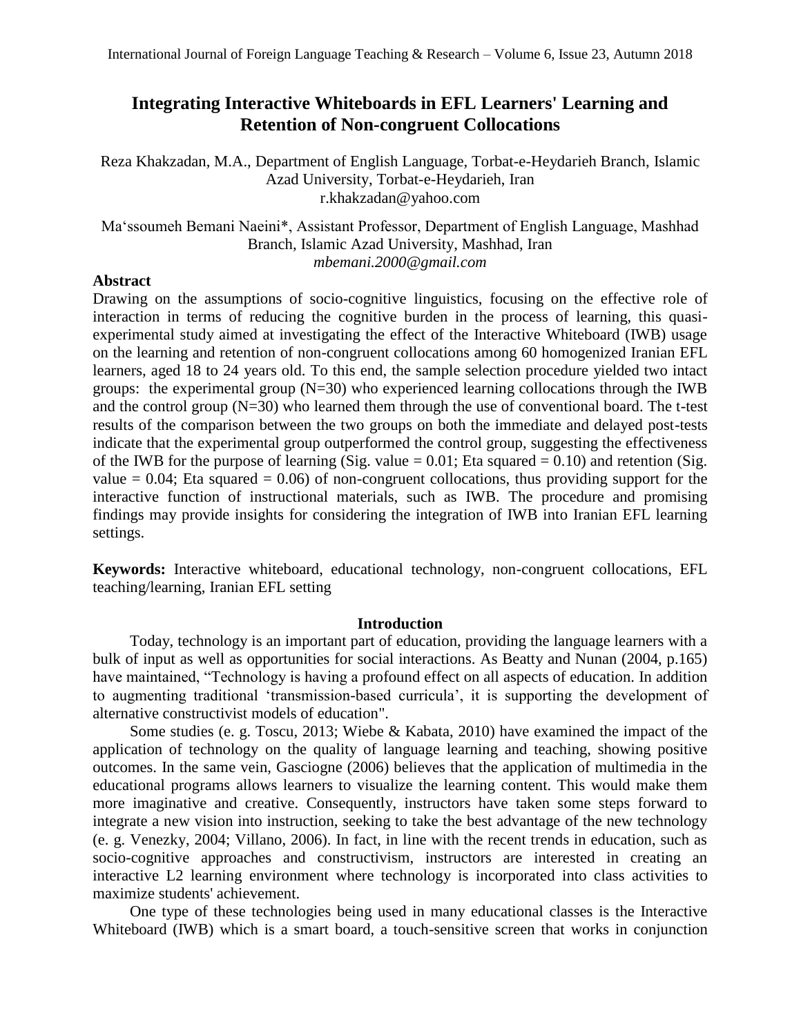# Integrating Interactive Whiteboards in EFL Learners' Learning and Retention of Non-congruent Collocations

Reza Khakzadan, M.A., Department of English Language, Torbat-e-Heydarieh Branch, Islamic Azad University, Torbat-e-Heydarieh, Iran
r.khakzadan@yahoo.com

Ma'ssoumeh Bemani Naeini*, Assistant Professor, Department of English Language, Mashhad Branch, Islamic Azad University, Mashhad, Iran
*mbemani.2000@gmail.com*

## Abstract

Drawing on the assumptions of socio-cognitive linguistics, focusing on the effective role of interaction in terms of reducing the cognitive burden in the process of learning, this quasi-experimental study aimed at investigating the effect of the Interactive Whiteboard (IWB) usage on the learning and retention of non-congruent collocations among 60 homogenized Iranian EFL learners, aged 18 to 24 years old. To this end, the sample selection procedure yielded two intact groups: the experimental group (N=30) who experienced learning collocations through the IWB and the control group (N=30) who learned them through the use of conventional board. The t-test results of the comparison between the two groups on both the immediate and delayed post-tests indicate that the experimental group outperformed the control group, suggesting the effectiveness of the IWB for the purpose of learning (Sig. value = 0.01; Eta squared = 0.10) and retention (Sig. value = 0.04; Eta squared = 0.06) of non-congruent collocations, thus providing support for the interactive function of instructional materials, such as IWB. The procedure and promising findings may provide insights for considering the integration of IWB into Iranian EFL learning settings.

**Keywords:** Interactive whiteboard, educational technology, non-congruent collocations, EFL teaching/learning, Iranian EFL setting

## Introduction

Today, technology is an important part of education, providing the language learners with a bulk of input as well as opportunities for social interactions. As Beatty and Nunan (2004, p.165) have maintained, "Technology is having a profound effect on all aspects of education. In addition to augmenting traditional 'transmission-based curricula', it is supporting the development of alternative constructivist models of education".

Some studies (e. g. Toscu, 2013; Wiebe & Kabata, 2010) have examined the impact of the application of technology on the quality of language learning and teaching, showing positive outcomes. In the same vein, Gasciogne (2006) believes that the application of multimedia in the educational programs allows learners to visualize the learning content. This would make them more imaginative and creative. Consequently, instructors have taken some steps forward to integrate a new vision into instruction, seeking to take the best advantage of the new technology (e. g. Venezky, 2004; Villano, 2006). In fact, in line with the recent trends in education, such as socio-cognitive approaches and constructivism, instructors are interested in creating an interactive L2 learning environment where technology is incorporated into class activities to maximize students' achievement.

One type of these technologies being used in many educational classes is the Interactive Whiteboard (IWB) which is a smart board, a touch-sensitive screen that works in conjunction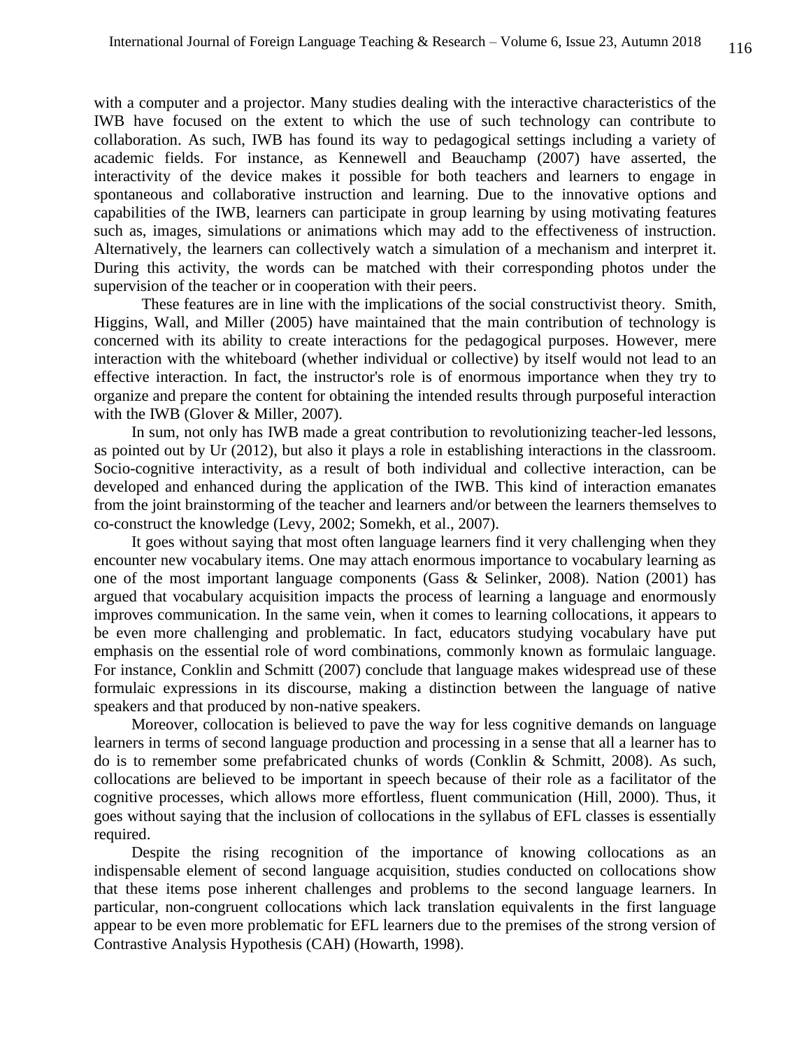with a computer and a projector. Many studies dealing with the interactive characteristics of the IWB have focused on the extent to which the use of such technology can contribute to collaboration. As such, IWB has found its way to pedagogical settings including a variety of academic fields. For instance, as Kennewell and Beauchamp (2007) have asserted, the interactivity of the device makes it possible for both teachers and learners to engage in spontaneous and collaborative instruction and learning. Due to the innovative options and capabilities of the IWB, learners can participate in group learning by using motivating features such as, images, simulations or animations which may add to the effectiveness of instruction. Alternatively, the learners can collectively watch a simulation of a mechanism and interpret it. During this activity, the words can be matched with their corresponding photos under the supervision of the teacher or in cooperation with their peers.

These features are in line with the implications of the social constructivist theory. Smith, Higgins, Wall, and Miller (2005) have maintained that the main contribution of technology is concerned with its ability to create interactions for the pedagogical purposes. However, mere interaction with the whiteboard (whether individual or collective) by itself would not lead to an effective interaction. In fact, the instructor's role is of enormous importance when they try to organize and prepare the content for obtaining the intended results through purposeful interaction with the IWB (Glover & Miller, 2007).

In sum, not only has IWB made a great contribution to revolutionizing teacher-led lessons, as pointed out by Ur (2012), but also it plays a role in establishing interactions in the classroom. Socio-cognitive interactivity, as a result of both individual and collective interaction, can be developed and enhanced during the application of the IWB. This kind of interaction emanates from the joint brainstorming of the teacher and learners and/or between the learners themselves to co-construct the knowledge (Levy, 2002; Somekh, et al., 2007).

It goes without saying that most often language learners find it very challenging when they encounter new vocabulary items. One may attach enormous importance to vocabulary learning as one of the most important language components (Gass & Selinker, 2008). Nation (2001) has argued that vocabulary acquisition impacts the process of learning a language and enormously improves communication. In the same vein, when it comes to learning collocations, it appears to be even more challenging and problematic. In fact, educators studying vocabulary have put emphasis on the essential role of word combinations, commonly known as formulaic language. For instance, Conklin and Schmitt (2007) conclude that language makes widespread use of these formulaic expressions in its discourse, making a distinction between the language of native speakers and that produced by non-native speakers.

Moreover, collocation is believed to pave the way for less cognitive demands on language learners in terms of second language production and processing in a sense that all a learner has to do is to remember some prefabricated chunks of words (Conklin & Schmitt, 2008). As such, collocations are believed to be important in speech because of their role as a facilitator of the cognitive processes, which allows more effortless, fluent communication (Hill, 2000). Thus, it goes without saying that the inclusion of collocations in the syllabus of EFL classes is essentially required.

Despite the rising recognition of the importance of knowing collocations as an indispensable element of second language acquisition, studies conducted on collocations show that these items pose inherent challenges and problems to the second language learners. In particular, non-congruent collocations which lack translation equivalents in the first language appear to be even more problematic for EFL learners due to the premises of the strong version of Contrastive Analysis Hypothesis (CAH) (Howarth, 1998).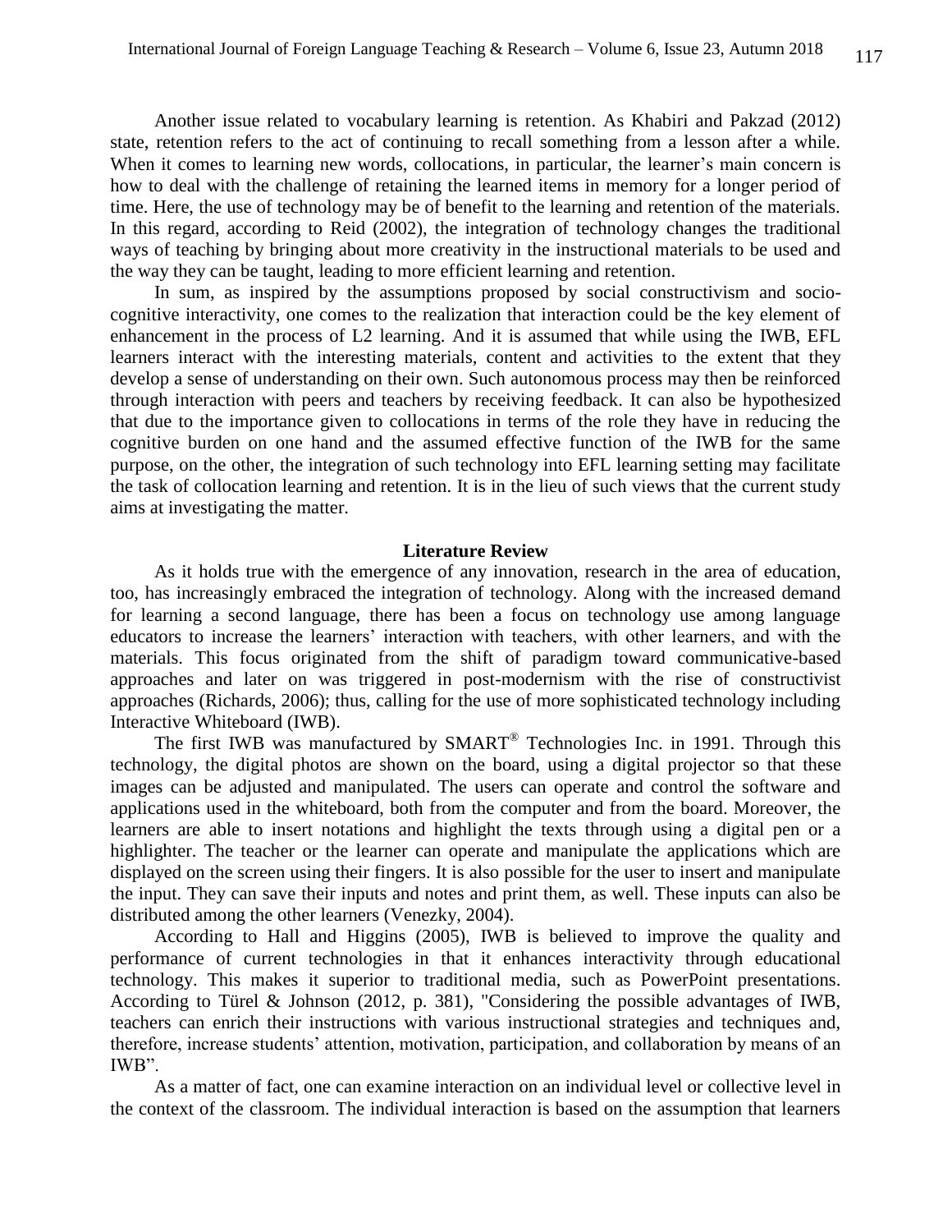Another issue related to vocabulary learning is retention. As Khabiri and Pakzad (2012) state, retention refers to the act of continuing to recall something from a lesson after a while. When it comes to learning new words, collocations, in particular, the learner's main concern is how to deal with the challenge of retaining the learned items in memory for a longer period of time. Here, the use of technology may be of benefit to the learning and retention of the materials. In this regard, according to Reid (2002), the integration of technology changes the traditional ways of teaching by bringing about more creativity in the instructional materials to be used and the way they can be taught, leading to more efficient learning and retention.

In sum, as inspired by the assumptions proposed by social constructivism and socio-cognitive interactivity, one comes to the realization that interaction could be the key element of enhancement in the process of L2 learning. And it is assumed that while using the IWB, EFL learners interact with the interesting materials, content and activities to the extent that they develop a sense of understanding on their own. Such autonomous process may then be reinforced through interaction with peers and teachers by receiving feedback. It can also be hypothesized that due to the importance given to collocations in terms of the role they have in reducing the cognitive burden on one hand and the assumed effective function of the IWB for the same purpose, on the other, the integration of such technology into EFL learning setting may facilitate the task of collocation learning and retention. It is in the lieu of such views that the current study aims at investigating the matter.

## Literature Review

As it holds true with the emergence of any innovation, research in the area of education, too, has increasingly embraced the integration of technology. Along with the increased demand for learning a second language, there has been a focus on technology use among language educators to increase the learners' interaction with teachers, with other learners, and with the materials. This focus originated from the shift of paradigm toward communicative-based approaches and later on was triggered in post-modernism with the rise of constructivist approaches (Richards, 2006); thus, calling for the use of more sophisticated technology including Interactive Whiteboard (IWB).

The first IWB was manufactured by SMART® Technologies Inc. in 1991. Through this technology, the digital photos are shown on the board, using a digital projector so that these images can be adjusted and manipulated. The users can operate and control the software and applications used in the whiteboard, both from the computer and from the board. Moreover, the learners are able to insert notations and highlight the texts through using a digital pen or a highlighter. The teacher or the learner can operate and manipulate the applications which are displayed on the screen using their fingers. It is also possible for the user to insert and manipulate the input. They can save their inputs and notes and print them, as well. These inputs can also be distributed among the other learners (Venezky, 2004).

According to Hall and Higgins (2005), IWB is believed to improve the quality and performance of current technologies in that it enhances interactivity through educational technology. This makes it superior to traditional media, such as PowerPoint presentations. According to Türel & Johnson (2012, p. 381), "Considering the possible advantages of IWB, teachers can enrich their instructions with various instructional strategies and techniques and, therefore, increase students' attention, motivation, participation, and collaboration by means of an IWB".

As a matter of fact, one can examine interaction on an individual level or collective level in the context of the classroom. The individual interaction is based on the assumption that learners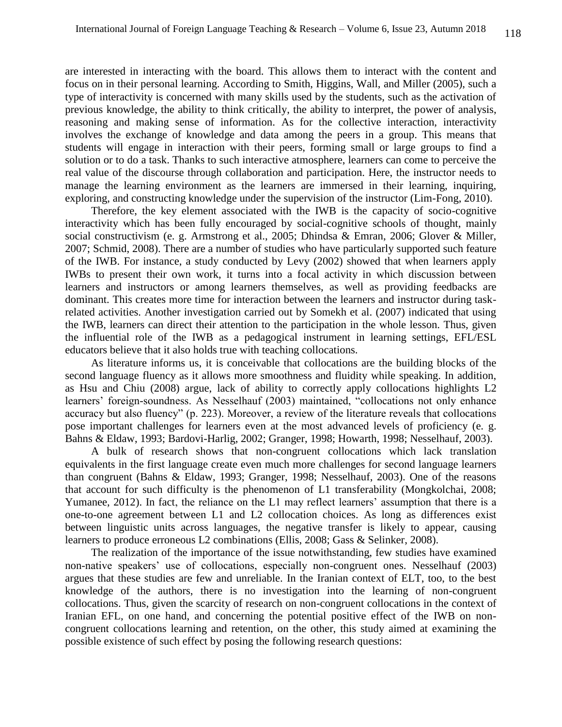are interested in interacting with the board. This allows them to interact with the content and focus on in their personal learning. According to Smith, Higgins, Wall, and Miller (2005), such a type of interactivity is concerned with many skills used by the students, such as the activation of previous knowledge, the ability to think critically, the ability to interpret, the power of analysis, reasoning and making sense of information. As for the collective interaction, interactivity involves the exchange of knowledge and data among the peers in a group. This means that students will engage in interaction with their peers, forming small or large groups to find a solution or to do a task. Thanks to such interactive atmosphere, learners can come to perceive the real value of the discourse through collaboration and participation. Here, the instructor needs to manage the learning environment as the learners are immersed in their learning, inquiring, exploring, and constructing knowledge under the supervision of the instructor (Lim-Fong, 2010).

Therefore, the key element associated with the IWB is the capacity of socio-cognitive interactivity which has been fully encouraged by social-cognitive schools of thought, mainly social constructivism (e. g. Armstrong et al., 2005; Dhindsa & Emran, 2006; Glover & Miller, 2007; Schmid, 2008). There are a number of studies who have particularly supported such feature of the IWB. For instance, a study conducted by Levy (2002) showed that when learners apply IWBs to present their own work, it turns into a focal activity in which discussion between learners and instructors or among learners themselves, as well as providing feedbacks are dominant. This creates more time for interaction between the learners and instructor during task-related activities. Another investigation carried out by Somekh et al. (2007) indicated that using the IWB, learners can direct their attention to the participation in the whole lesson. Thus, given the influential role of the IWB as a pedagogical instrument in learning settings, EFL/ESL educators believe that it also holds true with teaching collocations.

As literature informs us, it is conceivable that collocations are the building blocks of the second language fluency as it allows more smoothness and fluidity while speaking. In addition, as Hsu and Chiu (2008) argue, lack of ability to correctly apply collocations highlights L2 learners' foreign-soundness. As Nesselhauf (2003) maintained, "collocations not only enhance accuracy but also fluency" (p. 223). Moreover, a review of the literature reveals that collocations pose important challenges for learners even at the most advanced levels of proficiency (e. g. Bahns & Eldaw, 1993; Bardovi-Harlig, 2002; Granger, 1998; Howarth, 1998; Nesselhauf, 2003).

A bulk of research shows that non-congruent collocations which lack translation equivalents in the first language create even much more challenges for second language learners than congruent (Bahns & Eldaw, 1993; Granger, 1998; Nesselhauf, 2003). One of the reasons that account for such difficulty is the phenomenon of L1 transferability (Mongkolchai, 2008; Yumanee, 2012). In fact, the reliance on the L1 may reflect learners' assumption that there is a one-to-one agreement between L1 and L2 collocation choices. As long as differences exist between linguistic units across languages, the negative transfer is likely to appear, causing learners to produce erroneous L2 combinations (Ellis, 2008; Gass & Selinker, 2008).

The realization of the importance of the issue notwithstanding, few studies have examined non-native speakers' use of collocations, especially non-congruent ones. Nesselhauf (2003) argues that these studies are few and unreliable. In the Iranian context of ELT, too, to the best knowledge of the authors, there is no investigation into the learning of non-congruent collocations. Thus, given the scarcity of research on non-congruent collocations in the context of Iranian EFL, on one hand, and concerning the potential positive effect of the IWB on non-congruent collocations learning and retention, on the other, this study aimed at examining the possible existence of such effect by posing the following research questions: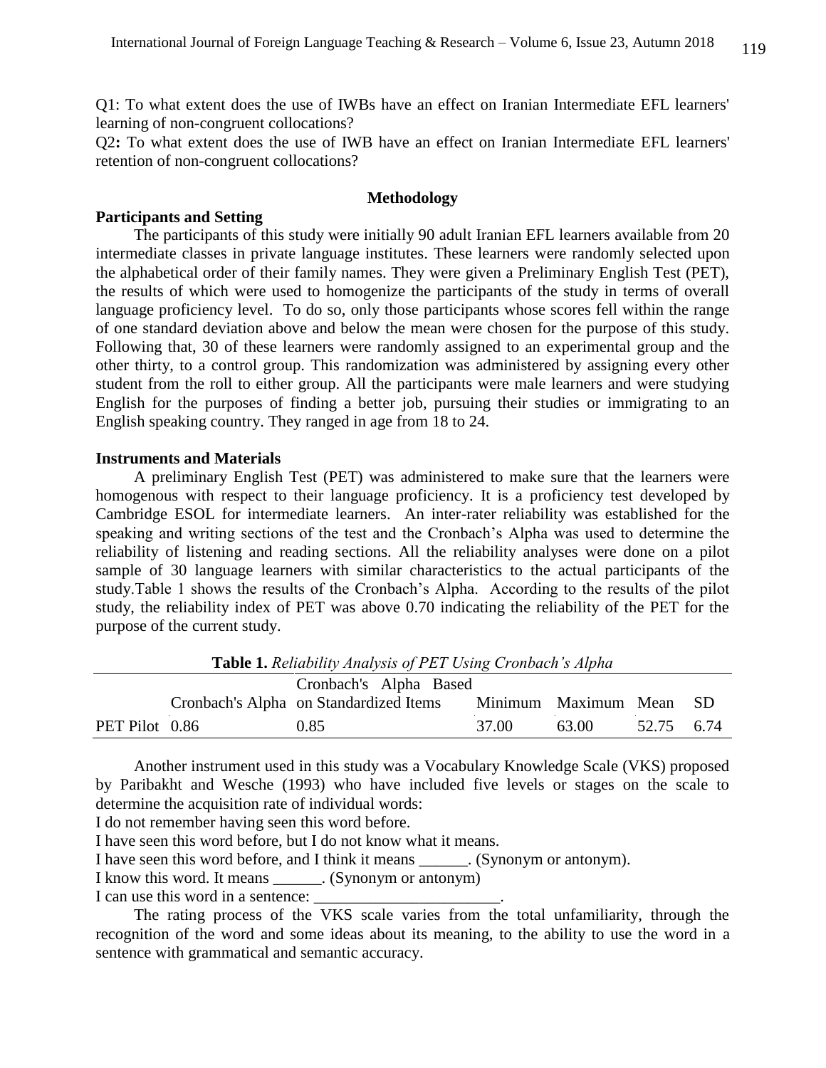Q1: To what extent does the use of IWBs have an effect on Iranian Intermediate EFL learners' learning of non-congruent collocations?

Q2**:** To what extent does the use of IWB have an effect on Iranian Intermediate EFL learners' retention of non-congruent collocations?

## Methodology

### Participants and Setting

The participants of this study were initially 90 adult Iranian EFL learners available from 20 intermediate classes in private language institutes. These learners were randomly selected upon the alphabetical order of their family names. They were given a Preliminary English Test (PET), the results of which were used to homogenize the participants of the study in terms of overall language proficiency level. To do so, only those participants whose scores fell within the range of one standard deviation above and below the mean were chosen for the purpose of this study. Following that, 30 of these learners were randomly assigned to an experimental group and the other thirty, to a control group. This randomization was administered by assigning every other student from the roll to either group. All the participants were male learners and were studying English for the purposes of finding a better job, pursuing their studies or immigrating to an English speaking country. They ranged in age from 18 to 24.

### Instruments and Materials

A preliminary English Test (PET) was administered to make sure that the learners were homogenous with respect to their language proficiency. It is a proficiency test developed by Cambridge ESOL for intermediate learners. An inter-rater reliability was established for the speaking and writing sections of the test and the Cronbach's Alpha was used to determine the reliability of listening and reading sections. All the reliability analyses were done on a pilot sample of 30 language learners with similar characteristics to the actual participants of the study.Table 1 shows the results of the Cronbach's Alpha. According to the results of the pilot study, the reliability index of PET was above 0.70 indicating the reliability of the PET for the purpose of the current study.

**Table 1.** *Reliability Analysis of PET Using Cronbach's Alpha*

| | Cronbach's Alpha | Cronbach's Alpha Based on Standardized Items | Minimum | Maximum | Mean | SD |
|---|---|---|---|---|---|---|
| PET Pilot | 0.86 | 0.85 | 37.00 | 63.00 | 52.75 | 6.74 |

Another instrument used in this study was a Vocabulary Knowledge Scale (VKS) proposed by Paribakht and Wesche (1993) who have included five levels or stages on the scale to determine the acquisition rate of individual words:

I do not remember having seen this word before.

I have seen this word before, but I do not know what it means.

I have seen this word before, and I think it means ______. (Synonym or antonym).

I know this word. It means ______. (Synonym or antonym)

I can use this word in a sentence: _______________________.

The rating process of the VKS scale varies from the total unfamiliarity, through the recognition of the word and some ideas about its meaning, to the ability to use the word in a sentence with grammatical and semantic accuracy.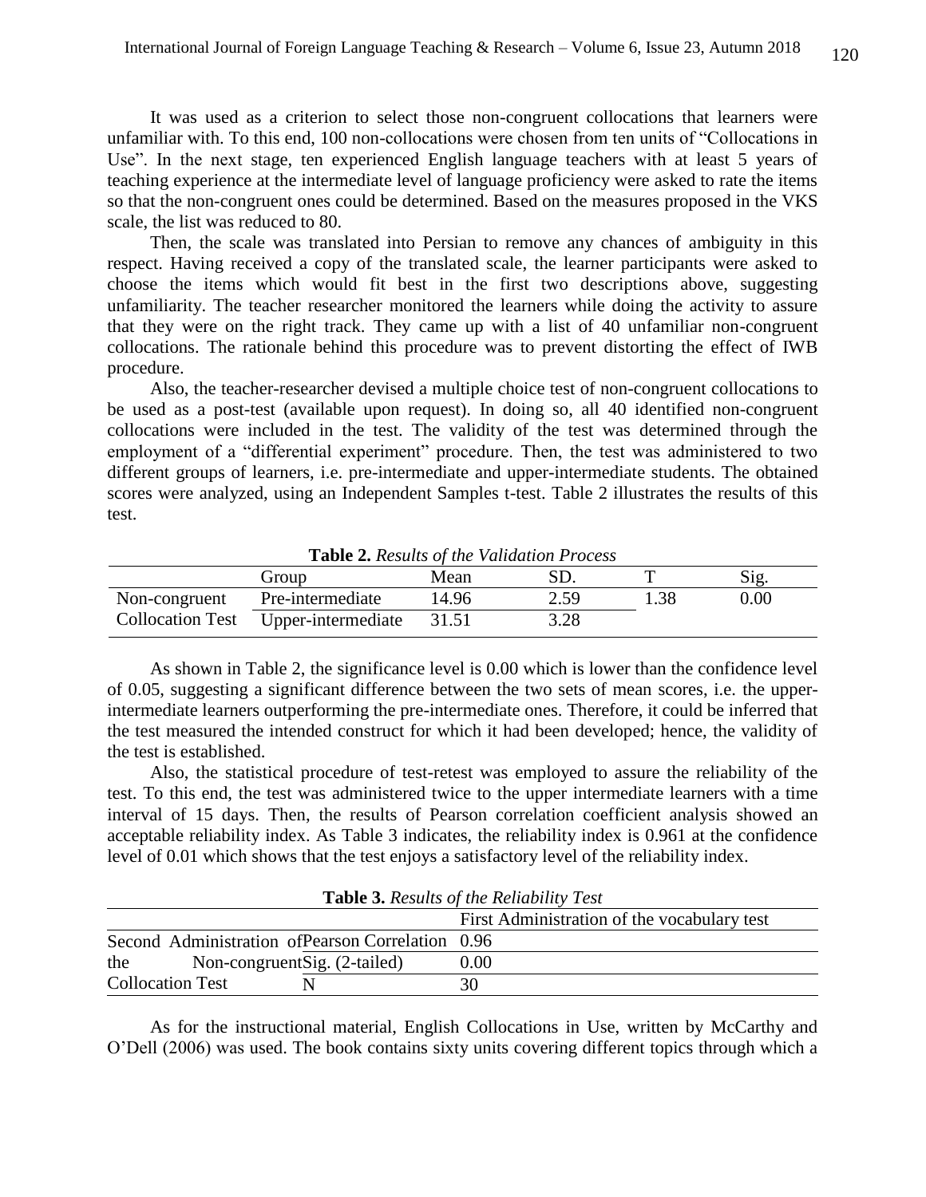It was used as a criterion to select those non-congruent collocations that learners were unfamiliar with. To this end, 100 non-collocations were chosen from ten units of "Collocations in Use". In the next stage, ten experienced English language teachers with at least 5 years of teaching experience at the intermediate level of language proficiency were asked to rate the items so that the non-congruent ones could be determined. Based on the measures proposed in the VKS scale, the list was reduced to 80.

Then, the scale was translated into Persian to remove any chances of ambiguity in this respect. Having received a copy of the translated scale, the learner participants were asked to choose the items which would fit best in the first two descriptions above, suggesting unfamiliarity. The teacher researcher monitored the learners while doing the activity to assure that they were on the right track. They came up with a list of 40 unfamiliar non-congruent collocations. The rationale behind this procedure was to prevent distorting the effect of IWB procedure.

Also, the teacher-researcher devised a multiple choice test of non-congruent collocations to be used as a post-test (available upon request). In doing so, all 40 identified non-congruent collocations were included in the test. The validity of the test was determined through the employment of a "differential experiment" procedure. Then, the test was administered to two different groups of learners, i.e. pre-intermediate and upper-intermediate students. The obtained scores were analyzed, using an Independent Samples t-test. Table 2 illustrates the results of this test.

**Table 2.** *Results of the Validation Process*

| | Group | Mean | SD. | T | Sig. |
|---|---|---|---|---|---|
| Non-congruent Collocation Test | Pre-intermediate | 14.96 | 2.59 | 1.38 | 0.00 |
| | Upper-intermediate | 31.51 | 3.28 | | |

As shown in Table 2, the significance level is 0.00 which is lower than the confidence level of 0.05, suggesting a significant difference between the two sets of mean scores, i.e. the upper-intermediate learners outperforming the pre-intermediate ones. Therefore, it could be inferred that the test measured the intended construct for which it had been developed; hence, the validity of the test is established.

Also, the statistical procedure of test-retest was employed to assure the reliability of the test. To this end, the test was administered twice to the upper intermediate learners with a time interval of 15 days. Then, the results of Pearson correlation coefficient analysis showed an acceptable reliability index. As Table 3 indicates, the reliability index is 0.961 at the confidence level of 0.01 which shows that the test enjoys a satisfactory level of the reliability index.

**Table 3.** *Results of the Reliability Test*

| | | First Administration of the vocabulary test |
|---|---|---|
| Second Administration of the Non-congruent Collocation Test | Pearson Correlation | 0.96 |
| | Sig. (2-tailed) | 0.00 |
| | N | 30 |

As for the instructional material, English Collocations in Use, written by McCarthy and O'Dell (2006) was used. The book contains sixty units covering different topics through which a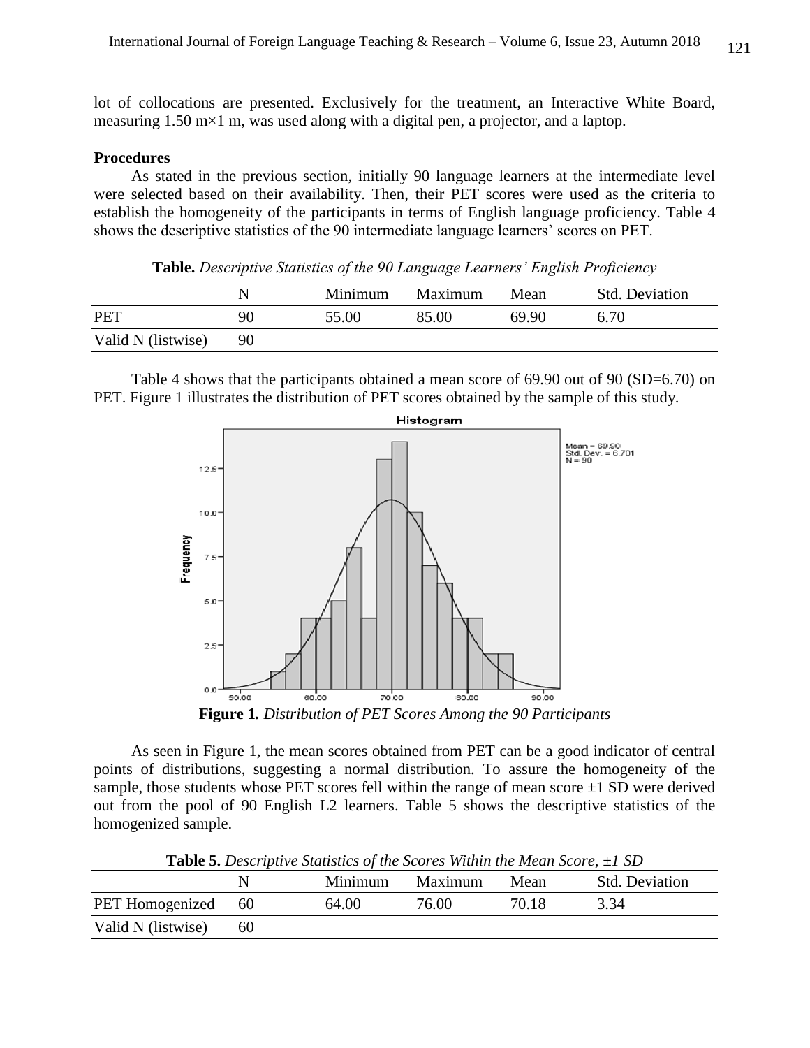lot of collocations are presented. Exclusively for the treatment, an Interactive White Board, measuring 1.50 m×1 m, was used along with a digital pen, a projector, and a laptop.

**Procedures**

As stated in the previous section, initially 90 language learners at the intermediate level were selected based on their availability. Then, their PET scores were used as the criteria to establish the homogeneity of the participants in terms of English language proficiency. Table 4 shows the descriptive statistics of the 90 intermediate language learners' scores on PET.

**Table.** *Descriptive Statistics of the 90 Language Learners' English Proficiency*

| | N | Minimum | Maximum | Mean | Std. Deviation |
|---|---|---|---|---|---|
| PET | 90 | 55.00 | 85.00 | 69.90 | 6.70 |
| Valid N (listwise) | 90 | | | | |

Table 4 shows that the participants obtained a mean score of 69.90 out of 90 (SD=6.70) on PET. Figure 1 illustrates the distribution of PET scores obtained by the sample of this study.

**Figure 1.** *Distribution of PET Scores Among the 90 Participants*

As seen in Figure 1, the mean scores obtained from PET can be a good indicator of central points of distributions, suggesting a normal distribution. To assure the homogeneity of the sample, those students whose PET scores fell within the range of mean score ±1 SD were derived out from the pool of 90 English L2 learners. Table 5 shows the descriptive statistics of the homogenized sample.

**Table 5.** *Descriptive Statistics of the Scores Within the Mean Score, ±1 SD*

| | N | Minimum | Maximum | Mean | Std. Deviation |
|---|---|---|---|---|---|
| PET Homogenized | 60 | 64.00 | 76.00 | 70.18 | 3.34 |
| Valid N (listwise) | 60 | | | | |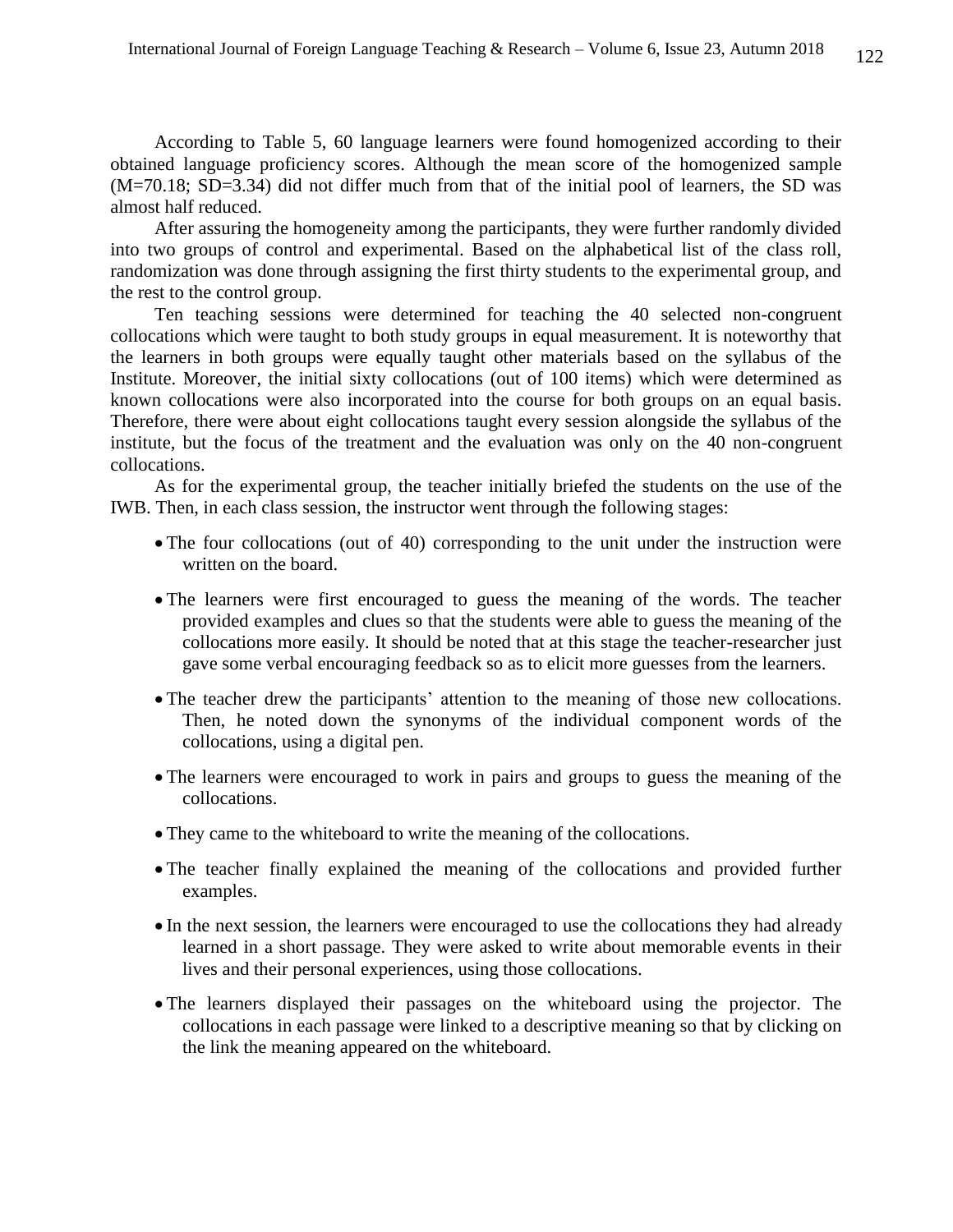According to Table 5, 60 language learners were found homogenized according to their obtained language proficiency scores. Although the mean score of the homogenized sample (M=70.18; SD=3.34) did not differ much from that of the initial pool of learners, the SD was almost half reduced.

After assuring the homogeneity among the participants, they were further randomly divided into two groups of control and experimental. Based on the alphabetical list of the class roll, randomization was done through assigning the first thirty students to the experimental group, and the rest to the control group.

Ten teaching sessions were determined for teaching the 40 selected non-congruent collocations which were taught to both study groups in equal measurement. It is noteworthy that the learners in both groups were equally taught other materials based on the syllabus of the Institute. Moreover, the initial sixty collocations (out of 100 items) which were determined as known collocations were also incorporated into the course for both groups on an equal basis. Therefore, there were about eight collocations taught every session alongside the syllabus of the institute, but the focus of the treatment and the evaluation was only on the 40 non-congruent collocations.

As for the experimental group, the teacher initially briefed the students on the use of the IWB. Then, in each class session, the instructor went through the following stages:

- The four collocations (out of 40) corresponding to the unit under the instruction were written on the board.
- The learners were first encouraged to guess the meaning of the words. The teacher provided examples and clues so that the students were able to guess the meaning of the collocations more easily. It should be noted that at this stage the teacher-researcher just gave some verbal encouraging feedback so as to elicit more guesses from the learners.
- The teacher drew the participants' attention to the meaning of those new collocations. Then, he noted down the synonyms of the individual component words of the collocations, using a digital pen.
- The learners were encouraged to work in pairs and groups to guess the meaning of the collocations.
- They came to the whiteboard to write the meaning of the collocations.
- The teacher finally explained the meaning of the collocations and provided further examples.
- In the next session, the learners were encouraged to use the collocations they had already learned in a short passage. They were asked to write about memorable events in their lives and their personal experiences, using those collocations.
- The learners displayed their passages on the whiteboard using the projector. The collocations in each passage were linked to a descriptive meaning so that by clicking on the link the meaning appeared on the whiteboard.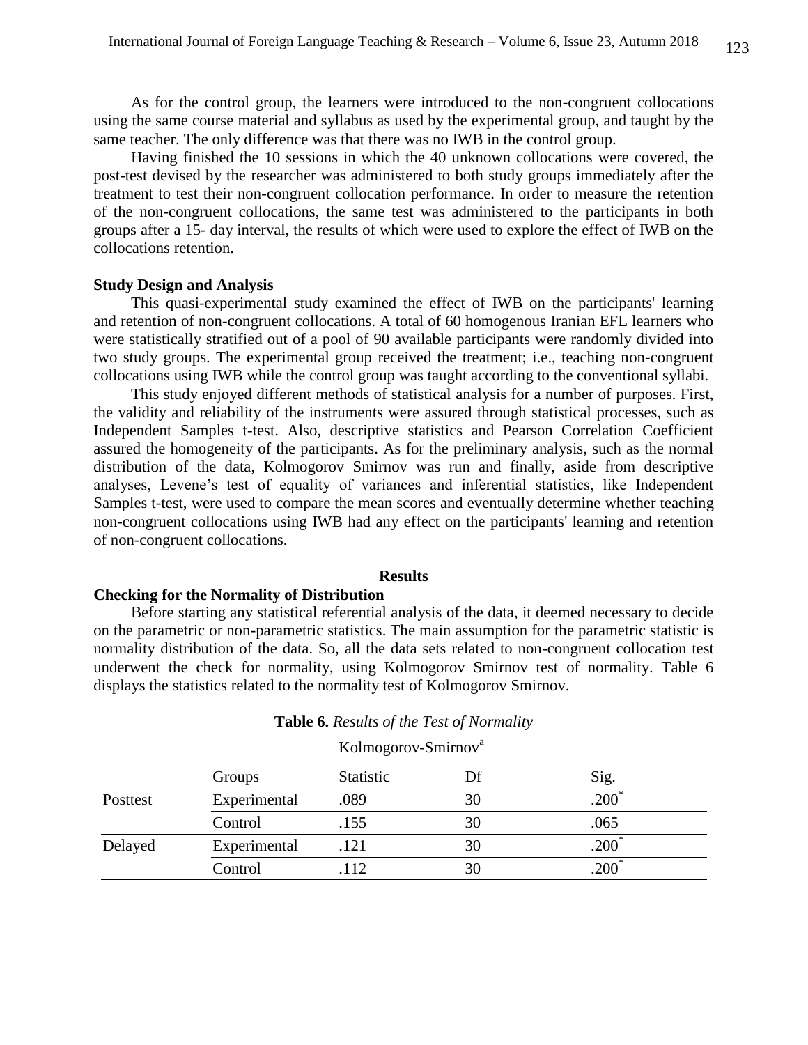As for the control group, the learners were introduced to the non-congruent collocations using the same course material and syllabus as used by the experimental group, and taught by the same teacher. The only difference was that there was no IWB in the control group.

Having finished the 10 sessions in which the 40 unknown collocations were covered, the post-test devised by the researcher was administered to both study groups immediately after the treatment to test their non-congruent collocation performance. In order to measure the retention of the non-congruent collocations, the same test was administered to the participants in both groups after a 15- day interval, the results of which were used to explore the effect of IWB on the collocations retention.

**Study Design and Analysis**

This quasi-experimental study examined the effect of IWB on the participants' learning and retention of non-congruent collocations. A total of 60 homogenous Iranian EFL learners who were statistically stratified out of a pool of 90 available participants were randomly divided into two study groups. The experimental group received the treatment; i.e., teaching non-congruent collocations using IWB while the control group was taught according to the conventional syllabi.

This study enjoyed different methods of statistical analysis for a number of purposes. First, the validity and reliability of the instruments were assured through statistical processes, such as Independent Samples t-test. Also, descriptive statistics and Pearson Correlation Coefficient assured the homogeneity of the participants. As for the preliminary analysis, such as the normal distribution of the data, Kolmogorov Smirnov was run and finally, aside from descriptive analyses, Levene's test of equality of variances and inferential statistics, like Independent Samples t-test, were used to compare the mean scores and eventually determine whether teaching non-congruent collocations using IWB had any effect on the participants' learning and retention of non-congruent collocations.

## Results

**Checking for the Normality of Distribution**

Before starting any statistical referential analysis of the data, it deemed necessary to decide on the parametric or non-parametric statistics. The main assumption for the parametric statistic is normality distribution of the data. So, all the data sets related to non-congruent collocation test underwent the check for normality, using Kolmogorov Smirnov test of normality. Table 6 displays the statistics related to the normality test of Kolmogorov Smirnov.

**Table 6.** *Results of the Test of Normality*

| | | Kolmogorov-Smirnov[a] | | |
|---|---|---|---|---|
| | Groups | Statistic | Df | Sig. |
| Posttest | Experimental | .089 | 30 | .200* |
| | Control | .155 | 30 | .065 |
| Delayed | Experimental | .121 | 30 | .200* |
| | Control | .112 | 30 | .200* |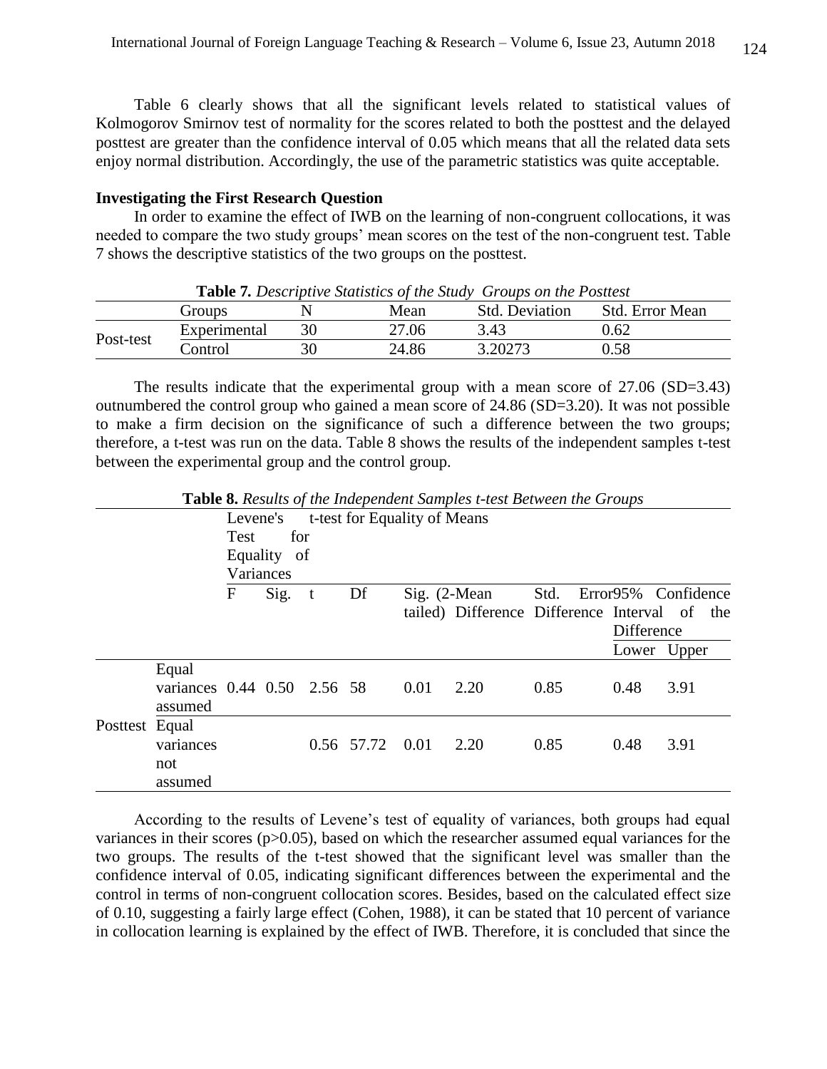Table 6 clearly shows that all the significant levels related to statistical values of Kolmogorov Smirnov test of normality for the scores related to both the posttest and the delayed posttest are greater than the confidence interval of 0.05 which means that all the related data sets enjoy normal distribution. Accordingly, the use of the parametric statistics was quite acceptable.

**Investigating the First Research Question**

In order to examine the effect of IWB on the learning of non-congruent collocations, it was needed to compare the two study groups' mean scores on the test of the non-congruent test. Table 7 shows the descriptive statistics of the two groups on the posttest.

**Table 7.** *Descriptive Statistics of the Study Groups on the Posttest*

| | Groups | N | Mean | Std. Deviation | Std. Error Mean |
|---|---|---|---|---|---|
| Post-test | Experimental | 30 | 27.06 | 3.43 | 0.62 |
| | Control | 30 | 24.86 | 3.20273 | 0.58 |

The results indicate that the experimental group with a mean score of 27.06 (SD=3.43) outnumbered the control group who gained a mean score of 24.86 (SD=3.20). It was not possible to make a firm decision on the significance of such a difference between the two groups; therefore, a t-test was run on the data. Table 8 shows the results of the independent samples t-test between the experimental group and the control group.

**Table 8.** *Results of the Independent Samples t-test Between the Groups*

| | | Levene's Test for Equality of Variances | | t-test for Equality of Means | | | | | | |
|---|---|---|---|---|---|---|---|---|---|---|
| | | F | Sig. | t | Df | Sig. (2-tailed) | Mean Difference | Std. Error Difference | 95% Confidence Interval of the Difference Lower | Upper |
| Posttest | Equal variances assumed | 0.44 | 0.50 | 2.56 | 58 | 0.01 | 2.20 | 0.85 | 0.48 | 3.91 |
| | Equal variances not assumed | | | 0.56 | 57.72 | 0.01 | 2.20 | 0.85 | 0.48 | 3.91 |

According to the results of Levene's test of equality of variances, both groups had equal variances in their scores ($p>0.05$), based on which the researcher assumed equal variances for the two groups. The results of the t-test showed that the significant level was smaller than the confidence interval of 0.05, indicating significant differences between the experimental and the control in terms of non-congruent collocation scores. Besides, based on the calculated effect size of 0.10, suggesting a fairly large effect (Cohen, 1988), it can be stated that 10 percent of variance in collocation learning is explained by the effect of IWB. Therefore, it is concluded that since the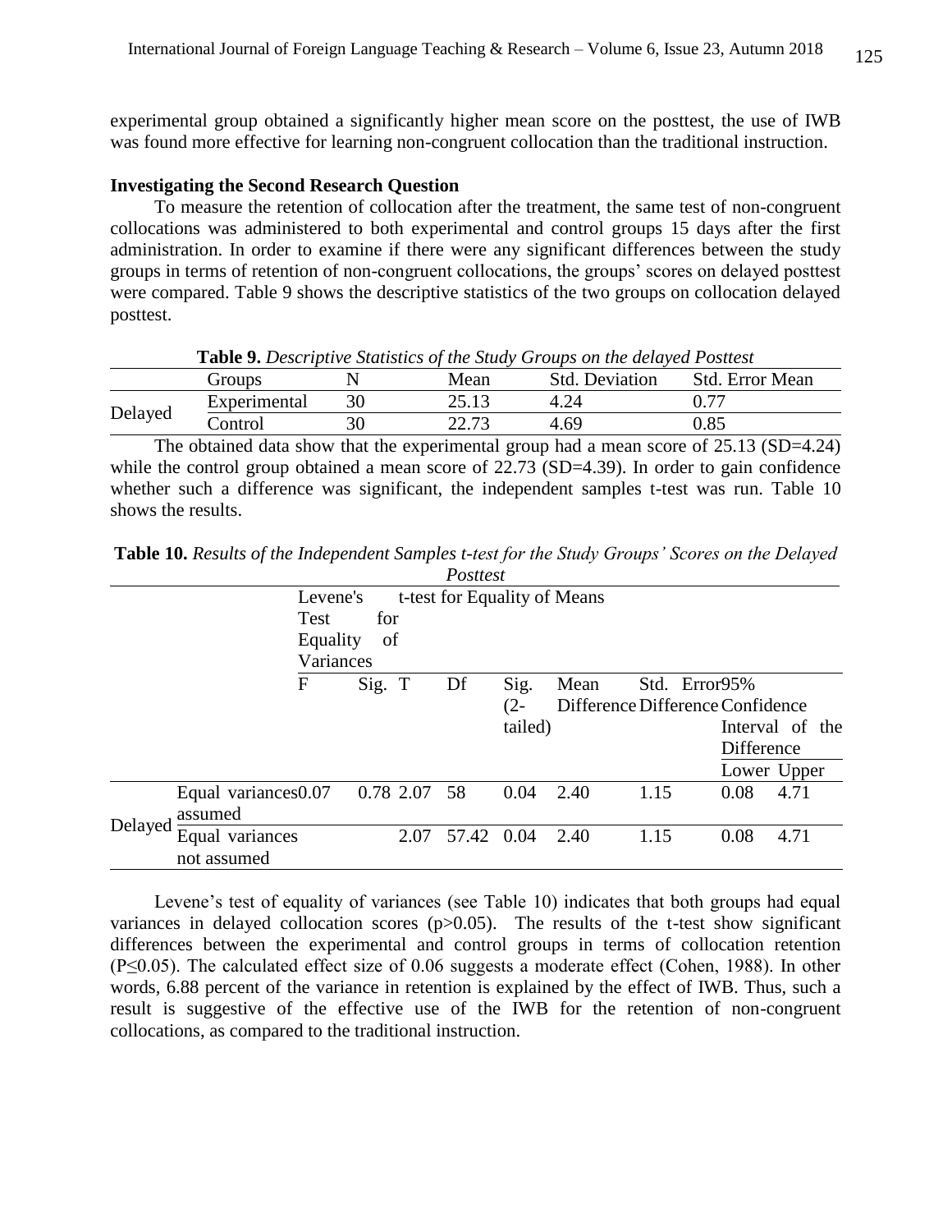experimental group obtained a significantly higher mean score on the posttest, the use of IWB was found more effective for learning non-congruent collocation than the traditional instruction.

**Investigating the Second Research Question**

To measure the retention of collocation after the treatment, the same test of non-congruent collocations was administered to both experimental and control groups 15 days after the first administration. In order to examine if there were any significant differences between the study groups in terms of retention of non-congruent collocations, the groups' scores on delayed posttest were compared. Table 9 shows the descriptive statistics of the two groups on collocation delayed posttest.

**Table 9.** *Descriptive Statistics of the Study Groups on the delayed Posttest*

| | Groups | N | Mean | Std. Deviation | Std. Error Mean |
|---|---|---|---|---|---|
| Delayed | Experimental | 30 | 25.13 | 4.24 | 0.77 |
| | Control | 30 | 22.73 | 4.69 | 0.85 |

The obtained data show that the experimental group had a mean score of 25.13 (SD=4.24) while the control group obtained a mean score of 22.73 (SD=4.39). In order to gain confidence whether such a difference was significant, the independent samples t-test was run. Table 10 shows the results.

**Table 10.** *Results of the Independent Samples t-test for the Study Groups' Scores on the Delayed Posttest*

| | | Levene's Test for Equality of Variances | | t-test for Equality of Means | | | | | | |
|---|---|---|---|---|---|---|---|---|---|---|
| | | F | Sig. | T | Df | Sig. (2-tailed) | Mean Difference | Std. Error Difference | 95% Confidence Interval of the Difference | |
| | | | | | | | | | Lower | Upper |
| Delayed | Equal variances assumed | 0.07 | 0.78 | 2.07 | 58 | 0.04 | 2.40 | 1.15 | 0.08 | 4.71 |
| | Equal variances not assumed | | | 2.07 | 57.42 | 0.04 | 2.40 | 1.15 | 0.08 | 4.71 |

Levene's test of equality of variances (see Table 10) indicates that both groups had equal variances in delayed collocation scores ($p>0.05$). The results of the t-test show significant differences between the experimental and control groups in terms of collocation retention ($P \le 0.05$). The calculated effect size of 0.06 suggests a moderate effect (Cohen, 1988). In other words, 6.88 percent of the variance in retention is explained by the effect of IWB. Thus, such a result is suggestive of the effective use of the IWB for the retention of non-congruent collocations, as compared to the traditional instruction.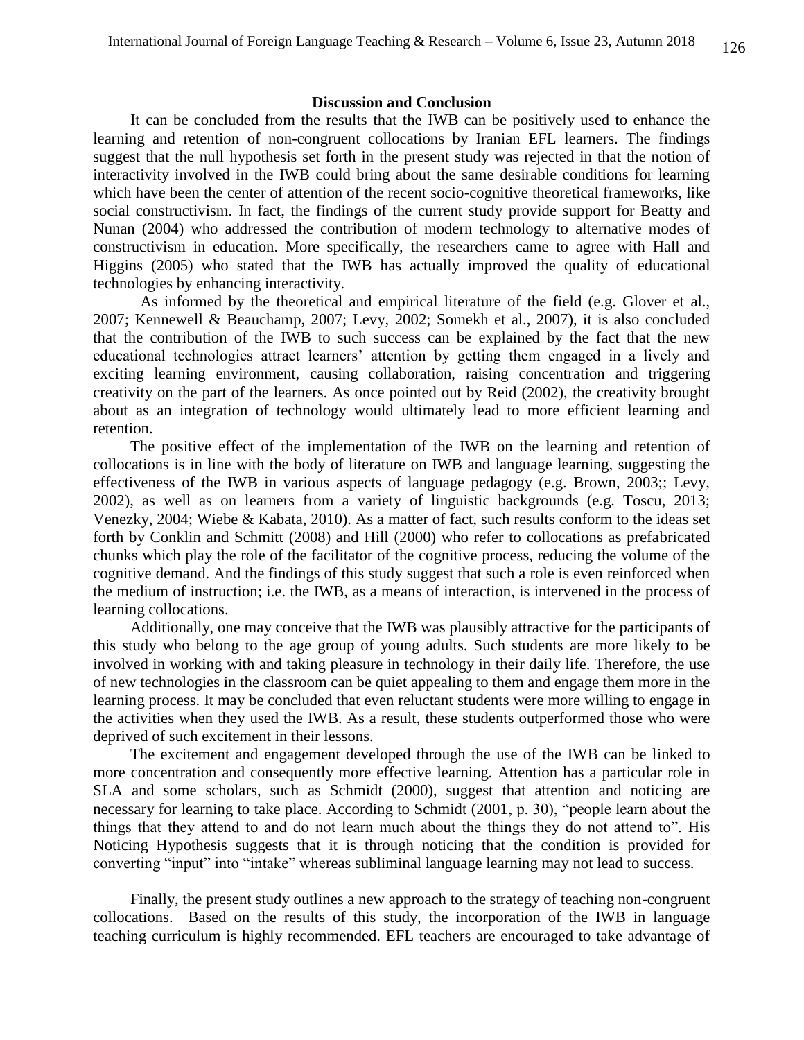## Discussion and Conclusion

It can be concluded from the results that the IWB can be positively used to enhance the learning and retention of non-congruent collocations by Iranian EFL learners. The findings suggest that the null hypothesis set forth in the present study was rejected in that the notion of interactivity involved in the IWB could bring about the same desirable conditions for learning which have been the center of attention of the recent socio-cognitive theoretical frameworks, like social constructivism. In fact, the findings of the current study provide support for Beatty and Nunan (2004) who addressed the contribution of modern technology to alternative modes of constructivism in education. More specifically, the researchers came to agree with Hall and Higgins (2005) who stated that the IWB has actually improved the quality of educational technologies by enhancing interactivity.

As informed by the theoretical and empirical literature of the field (e.g. Glover et al., 2007; Kennewell & Beauchamp, 2007; Levy, 2002; Somekh et al., 2007), it is also concluded that the contribution of the IWB to such success can be explained by the fact that the new educational technologies attract learners' attention by getting them engaged in a lively and exciting learning environment, causing collaboration, raising concentration and triggering creativity on the part of the learners. As once pointed out by Reid (2002), the creativity brought about as an integration of technology would ultimately lead to more efficient learning and retention.

The positive effect of the implementation of the IWB on the learning and retention of collocations is in line with the body of literature on IWB and language learning, suggesting the effectiveness of the IWB in various aspects of language pedagogy (e.g. Brown, 2003;; Levy, 2002), as well as on learners from a variety of linguistic backgrounds (e.g. Toscu, 2013; Venezky, 2004; Wiebe & Kabata, 2010). As a matter of fact, such results conform to the ideas set forth by Conklin and Schmitt (2008) and Hill (2000) who refer to collocations as prefabricated chunks which play the role of the facilitator of the cognitive process, reducing the volume of the cognitive demand. And the findings of this study suggest that such a role is even reinforced when the medium of instruction; i.e. the IWB, as a means of interaction, is intervened in the process of learning collocations.

Additionally, one may conceive that the IWB was plausibly attractive for the participants of this study who belong to the age group of young adults. Such students are more likely to be involved in working with and taking pleasure in technology in their daily life. Therefore, the use of new technologies in the classroom can be quiet appealing to them and engage them more in the learning process. It may be concluded that even reluctant students were more willing to engage in the activities when they used the IWB. As a result, these students outperformed those who were deprived of such excitement in their lessons.

The excitement and engagement developed through the use of the IWB can be linked to more concentration and consequently more effective learning. Attention has a particular role in SLA and some scholars, such as Schmidt (2000), suggest that attention and noticing are necessary for learning to take place. According to Schmidt (2001, p. 30), "people learn about the things that they attend to and do not learn much about the things they do not attend to". His Noticing Hypothesis suggests that it is through noticing that the condition is provided for converting "input" into "intake" whereas subliminal language learning may not lead to success.

Finally, the present study outlines a new approach to the strategy of teaching non-congruent collocations. Based on the results of this study, the incorporation of the IWB in language teaching curriculum is highly recommended. EFL teachers are encouraged to take advantage of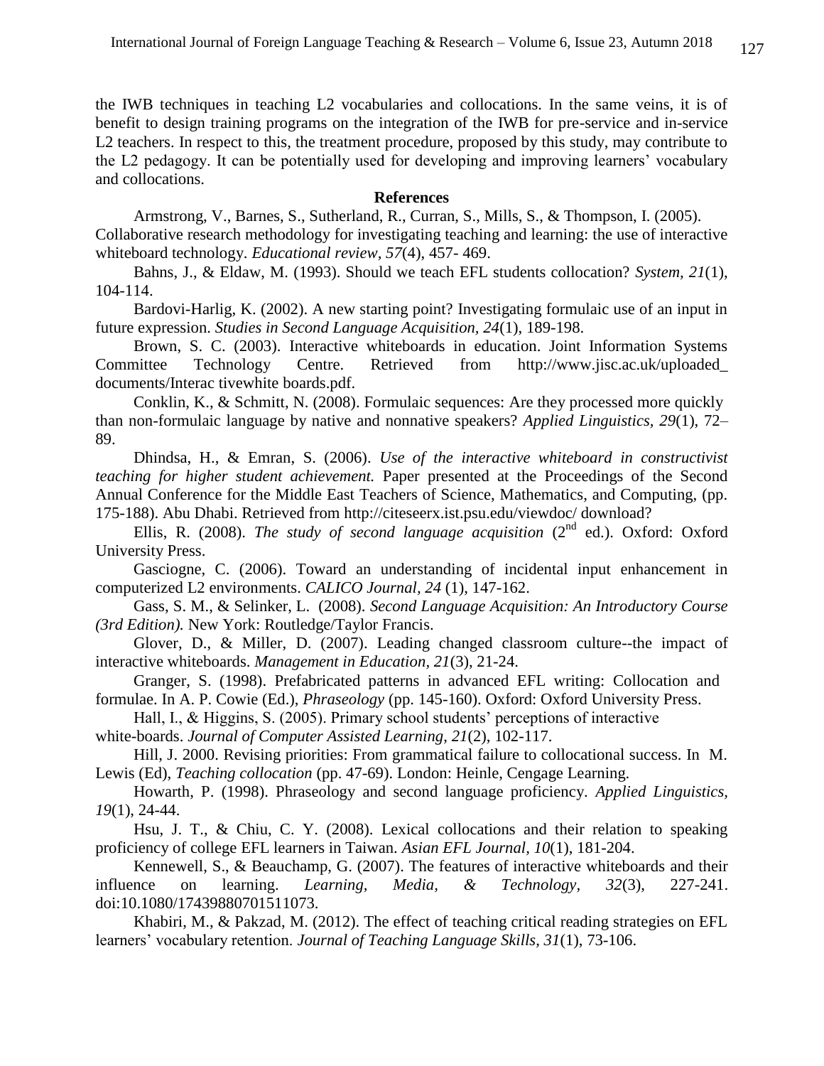the IWB techniques in teaching L2 vocabularies and collocations. In the same veins, it is of benefit to design training programs on the integration of the IWB for pre-service and in-service L2 teachers. In respect to this, the treatment procedure, proposed by this study, may contribute to the L2 pedagogy. It can be potentially used for developing and improving learners' vocabulary and collocations.

## References

Armstrong, V., Barnes, S., Sutherland, R., Curran, S., Mills, S., & Thompson, I. (2005). Collaborative research methodology for investigating teaching and learning: the use of interactive whiteboard technology. *Educational review*, *57*(4), 457- 469.

Bahns, J., & Eldaw, M. (1993). Should we teach EFL students collocation? *System*, *21*(1), 104-114.

Bardovi-Harlig, K. (2002). A new starting point? Investigating formulaic use of an input in future expression. *Studies in Second Language Acquisition, 24*(1), 189-198.

Brown, S. C. (2003). Interactive whiteboards in education. Joint Information Systems Committee Technology Centre. Retrieved from http://www.jisc.ac.uk/uploaded_ documents/Interac tivewhite boards.pdf.

Conklin, K., & Schmitt, N. (2008). Formulaic sequences: Are they processed more quickly than non-formulaic language by native and nonnative speakers? *Applied Linguistics, 29*(1), 72–89.

Dhindsa, H., & Emran, S. (2006). *Use of the interactive whiteboard in constructivist teaching for higher student achievement.* Paper presented at the Proceedings of the Second Annual Conference for the Middle East Teachers of Science, Mathematics, and Computing, (pp. 175-188). Abu Dhabi. Retrieved from http://citeseerx.ist.psu.edu/viewdoc/ download?

Ellis, R. (2008). *The study of second language acquisition* (2nd ed.). Oxford: Oxford University Press.

Gasciogne, C. (2006). Toward an understanding of incidental input enhancement in computerized L2 environments. *CALICO Journal, 24* (1), 147-162.

Gass, S. M., & Selinker, L. (2008). *Second Language Acquisition: An Introductory Course (3rd Edition).* New York: Routledge/Taylor Francis.

Glover, D., & Miller, D. (2007). Leading changed classroom culture--the impact of interactive whiteboards. *Management in Education, 21*(3), 21-24.

Granger, S. (1998). Prefabricated patterns in advanced EFL writing: Collocation and formulae. In A. P. Cowie (Ed.), *Phraseology* (pp. 145-160). Oxford: Oxford University Press.

Hall, I., & Higgins, S. (2005). Primary school students' perceptions of interactive white-boards. *Journal of Computer Assisted Learning, 21*(2), 102-117.

Hill, J. 2000. Revising priorities: From grammatical failure to collocational success. In M. Lewis (Ed), *Teaching collocation* (pp. 47-69). London: Heinle, Cengage Learning.

Howarth, P. (1998). Phraseology and second language proficiency. *Applied Linguistics, 19*(1), 24-44.

Hsu, J. T., & Chiu, C. Y. (2008). Lexical collocations and their relation to speaking proficiency of college EFL learners in Taiwan. *Asian EFL Journal, 10*(1), 181-204.

Kennewell, S., & Beauchamp, G. (2007). The features of interactive whiteboards and their influence on learning. *Learning, Media, & Technology, 32*(3), 227-241. doi:10.1080/17439880701511073.

Khabiri, M., & Pakzad, M. (2012). The effect of teaching critical reading strategies on EFL learners' vocabulary retention. *Journal of Teaching Language Skills, 31*(1), 73-106.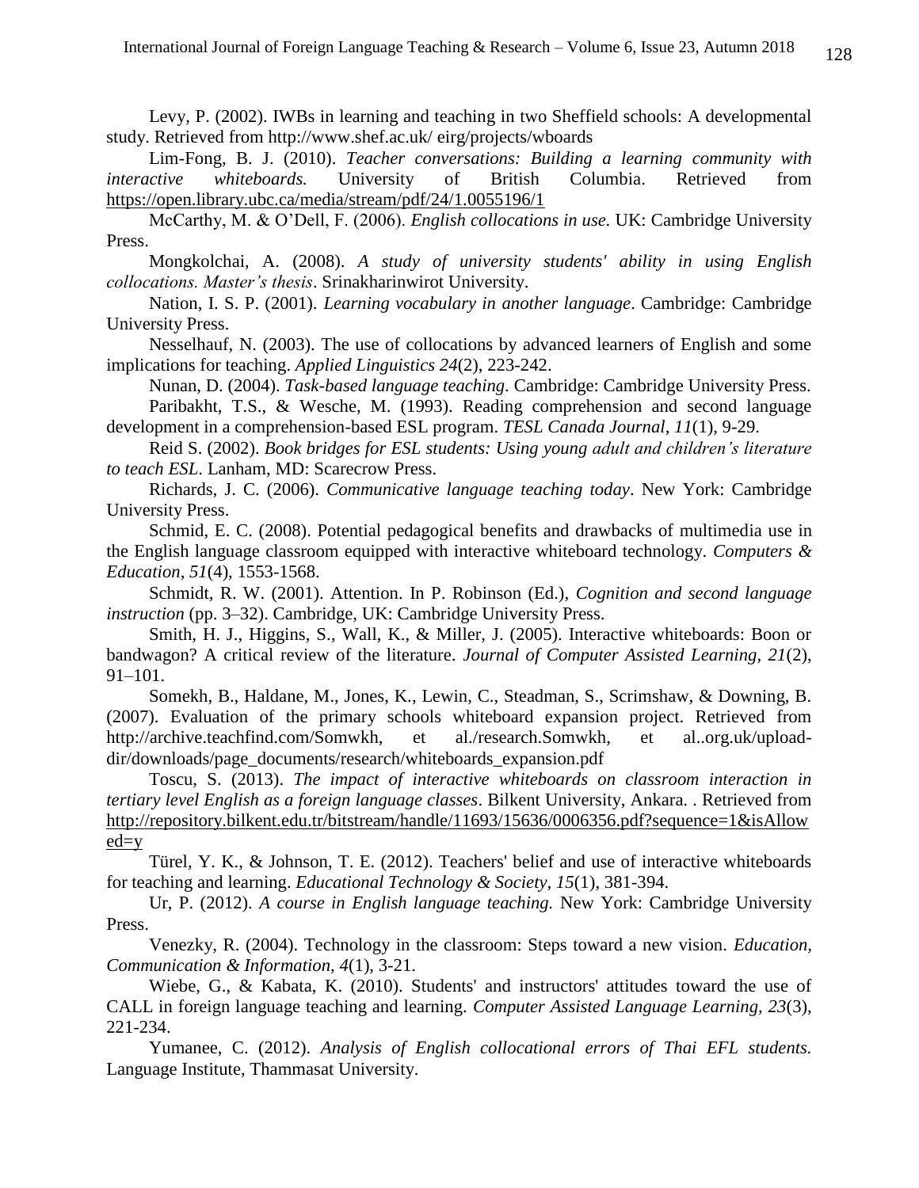Levy, P. (2002). IWBs in learning and teaching in two Sheffield schools: A developmental study. Retrieved from http://www.shef.ac.uk/ eirg/projects/wboards

Lim-Fong, B. J. (2010). *Teacher conversations: Building a learning community with interactive whiteboards.* University of British Columbia. Retrieved from https://open.library.ubc.ca/media/stream/pdf/24/1.0055196/1

McCarthy, M. & O'Dell, F. (2006). *English collocations in use.* UK: Cambridge University Press.

Mongkolchai, A. (2008). *A study of university students' ability in using English collocations. Master's thesis*. Srinakharinwirot University.

Nation, I. S. P. (2001). *Learning vocabulary in another language*. Cambridge: Cambridge University Press.

Nesselhauf, N. (2003). The use of collocations by advanced learners of English and some implications for teaching. *Applied Linguistics 24*(2), 223-242.

Nunan, D. (2004). *Task-based language teaching*. Cambridge: Cambridge University Press.

Paribakht, T.S., & Wesche, M. (1993). Reading comprehension and second language development in a comprehension-based ESL program. *TESL Canada Journal, 11*(1), 9-29.

Reid S. (2002). *Book bridges for ESL students: Using young adult and children's literature to teach ESL*. Lanham, MD: Scarecrow Press.

Richards, J. C. (2006). *Communicative language teaching today*. New York: Cambridge University Press.

Schmid, E. C. (2008). Potential pedagogical benefits and drawbacks of multimedia use in the English language classroom equipped with interactive whiteboard technology. *Computers & Education, 51*(4), 1553-1568.

Schmidt, R. W. (2001). Attention. In P. Robinson (Ed.), *Cognition and second language instruction* (pp. 3–32). Cambridge, UK: Cambridge University Press.

Smith, H. J., Higgins, S., Wall, K., & Miller, J. (2005). Interactive whiteboards: Boon or bandwagon? A critical review of the literature. *Journal of Computer Assisted Learning, 21*(2), 91–101.

Somekh, B., Haldane, M., Jones, K., Lewin, C., Steadman, S., Scrimshaw, & Downing, B. (2007). Evaluation of the primary schools whiteboard expansion project. Retrieved from http://archive.teachfind.com/Somwkh, et al./research.Somwkh, et al..org.uk/upload-dir/downloads/page_documents/research/whiteboards_expansion.pdf

Toscu, S. (2013). *The impact of interactive whiteboards on classroom interaction in tertiary level English as a foreign language classes*. Bilkent University, Ankara. . Retrieved from http://repository.bilkent.edu.tr/bitstream/handle/11693/15636/0006356.pdf?sequence=1&isAllowed=y

Türel, Y. K., & Johnson, T. E. (2012). Teachers' belief and use of interactive whiteboards for teaching and learning. *Educational Technology & Society, 15*(1), 381-394.

Ur, P. (2012). *A course in English language teaching.* New York: Cambridge University Press.

Venezky, R. (2004). Technology in the classroom: Steps toward a new vision. *Education, Communication & Information, 4*(1), 3-21.

Wiebe, G., & Kabata, K. (2010). Students' and instructors' attitudes toward the use of CALL in foreign language teaching and learning. *Computer Assisted Language Learning, 23*(3), 221-234.

Yumanee, C. (2012). *Analysis of English collocational errors of Thai EFL students.* Language Institute, Thammasat University.